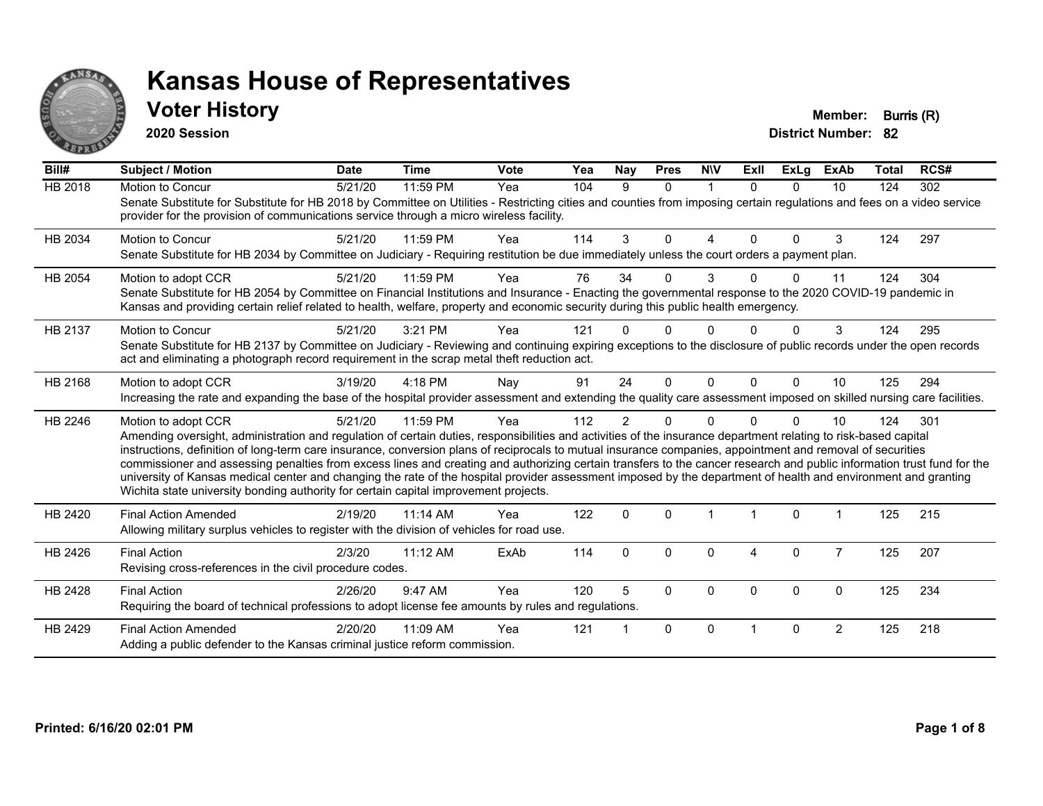# Kansas House of Representatives

## Voter History

**2020 Session**

**Member:** Burris (R)
**District Number:** 82

| Bill# | Subject / Motion | Date | Time | Vote | Yea | Nay | Pres | N\V | ExII | ExLg | ExAb | Total | RCS# |
|---|---|---|---|---|---|---|---|---|---|---|---|---|---|
| HB 2018 | Motion to Concur | 5/21/20 | 11:59 PM | Yea | 104 | 9 | 0 | 1 | 0 | 0 | 10 | 124 | 302 |
| | Senate Substitute for Substitute for HB 2018 by Committee on Utilities - Restricting cities and counties from imposing certain regulations and fees on a video service provider for the provision of communications service through a micro wireless facility. | | | | | | | | | | | | |
| HB 2034 | Motion to Concur | 5/21/20 | 11:59 PM | Yea | 114 | 3 | 0 | 4 | 0 | 0 | 3 | 124 | 297 |
| | Senate Substitute for HB 2034 by Committee on Judiciary - Requiring restitution be due immediately unless the court orders a payment plan. | | | | | | | | | | | | |
| HB 2054 | Motion to adopt CCR | 5/21/20 | 11:59 PM | Yea | 76 | 34 | 0 | 3 | 0 | 0 | 11 | 124 | 304 |
| | Senate Substitute for HB 2054 by Committee on Financial Institutions and Insurance - Enacting the governmental response to the 2020 COVID-19 pandemic in Kansas and providing certain relief related to health, welfare, property and economic security during this public health emergency. | | | | | | | | | | | | |
| HB 2137 | Motion to Concur | 5/21/20 | 3:21 PM | Yea | 121 | 0 | 0 | 0 | 0 | 0 | 3 | 124 | 295 |
| | Senate Substitute for HB 2137 by Committee on Judiciary - Reviewing and continuing expiring exceptions to the disclosure of public records under the open records act and eliminating a photograph record requirement in the scrap metal theft reduction act. | | | | | | | | | | | | |
| HB 2168 | Motion to adopt CCR | 3/19/20 | 4:18 PM | Nay | 91 | 24 | 0 | 0 | 0 | 0 | 10 | 125 | 294 |
| | Increasing the rate and expanding the base of the hospital provider assessment and extending the quality care assessment imposed on skilled nursing care facilities. | | | | | | | | | | | | |
| HB 2246 | Motion to adopt CCR | 5/21/20 | 11:59 PM | Yea | 112 | 2 | 0 | 0 | 0 | 0 | 10 | 124 | 301 |
| | Amending oversight, administration and regulation of certain duties, responsibilities and activities of the insurance department relating to risk-based capital instructions, definition of long-term care insurance, conversion plans of reciprocals to mutual insurance companies, appointment and removal of securities commissioner and assessing penalties from excess lines and creating and authorizing certain transfers to the cancer research and public information trust fund for the university of Kansas medical center and changing the rate of the hospital provider assessment imposed by the department of health and environment and granting Wichita state university bonding authority for certain capital improvement projects. | | | | | | | | | | | | |
| HB 2420 | Final Action Amended | 2/19/20 | 11:14 AM | Yea | 122 | 0 | 0 | 1 | 1 | 0 | 1 | 125 | 215 |
| | Allowing military surplus vehicles to register with the division of vehicles for road use. | | | | | | | | | | | | |
| HB 2426 | Final Action | 2/3/20 | 11:12 AM | ExAb | 114 | 0 | 0 | 0 | 4 | 0 | 7 | 125 | 207 |
| | Revising cross-references in the civil procedure codes. | | | | | | | | | | | | |
| HB 2428 | Final Action | 2/26/20 | 9:47 AM | Yea | 120 | 5 | 0 | 0 | 0 | 0 | 0 | 125 | 234 |
| | Requiring the board of technical professions to adopt license fee amounts by rules and regulations. | | | | | | | | | | | | |
| HB 2429 | Final Action Amended | 2/20/20 | 11:09 AM | Yea | 121 | 1 | 0 | 0 | 1 | 0 | 2 | 125 | 218 |
| | Adding a public defender to the Kansas criminal justice reform commission. | | | | | | | | | | | | |

**Printed: 6/16/20 02:01 PM**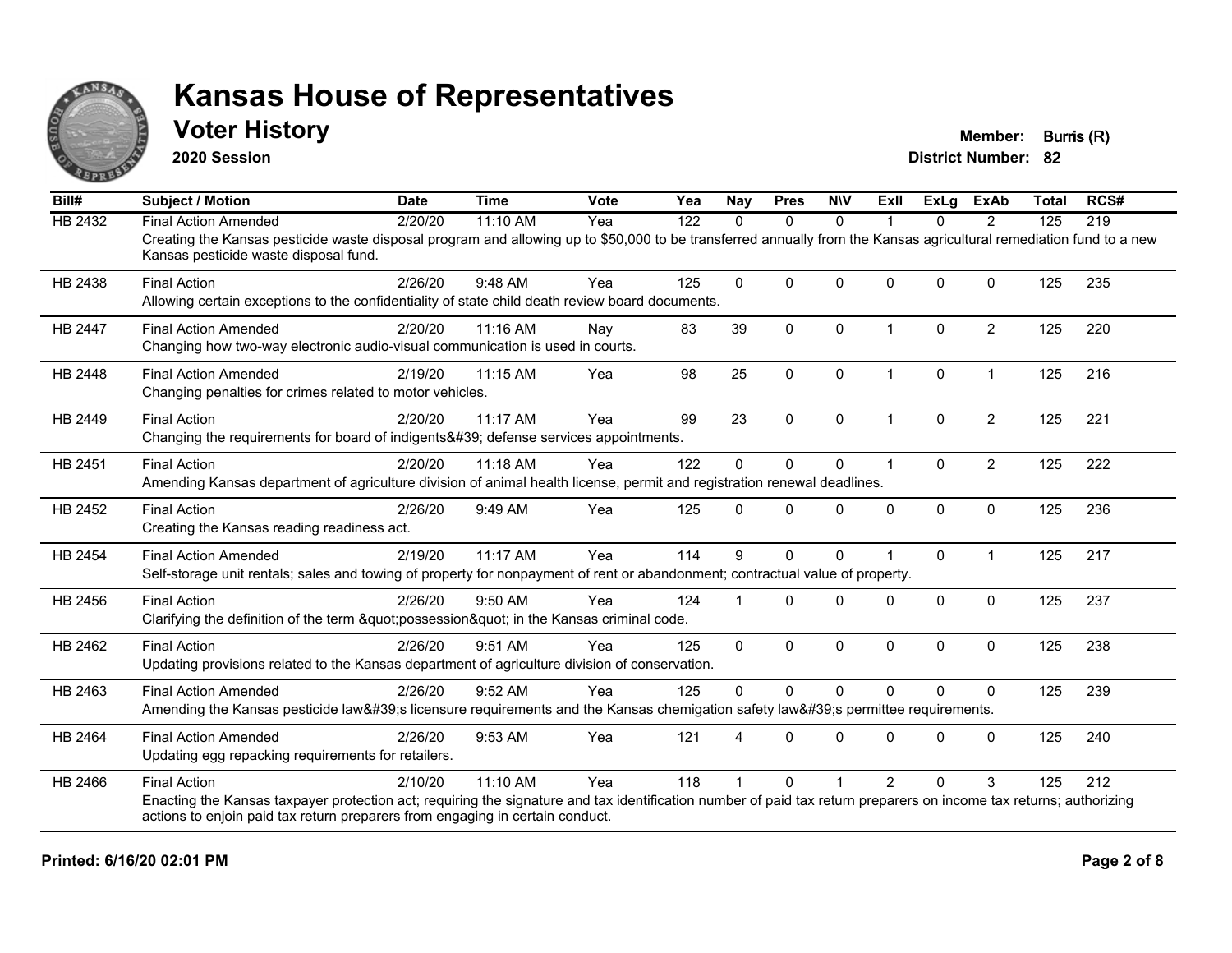# Kansas House of Representatives

## Voter History

**2020 Session**

**Member:** Burris (R)
**District Number:** 82

| Bill# | Subject / Motion | Date | Time | Vote | Yea | Nay | Pres | N\V | ExII | ExLg | ExAb | Total | RCS# |
|---|---|---|---|---|---|---|---|---|---|---|---|---|---|
| HB 2432 | Final Action Amended | 2/20/20 | 11:10 AM | Yea | 122 | 0 | 0 | 0 | 1 | 0 | 2 | 125 | 219 |
| | Creating the Kansas pesticide waste disposal program and allowing up to $50,000 to be transferred annually from the Kansas agricultural remediation fund to a new Kansas pesticide waste disposal fund. | | | | | | | | | | | | |
| HB 2438 | Final Action | 2/26/20 | 9:48 AM | Yea | 125 | 0 | 0 | 0 | 0 | 0 | 0 | 125 | 235 |
| | Allowing certain exceptions to the confidentiality of state child death review board documents. | | | | | | | | | | | | |
| HB 2447 | Final Action Amended | 2/20/20 | 11:16 AM | Nay | 83 | 39 | 0 | 0 | 1 | 0 | 2 | 125 | 220 |
| | Changing how two-way electronic audio-visual communication is used in courts. | | | | | | | | | | | | |
| HB 2448 | Final Action Amended | 2/19/20 | 11:15 AM | Yea | 98 | 25 | 0 | 0 | 1 | 0 | 1 | 125 | 216 |
| | Changing penalties for crimes related to motor vehicles. | | | | | | | | | | | | |
| HB 2449 | Final Action | 2/20/20 | 11:17 AM | Yea | 99 | 23 | 0 | 0 | 1 | 0 | 2 | 125 | 221 |
| | Changing the requirements for board of indigents&#39; defense services appointments. | | | | | | | | | | | | |
| HB 2451 | Final Action | 2/20/20 | 11:18 AM | Yea | 122 | 0 | 0 | 0 | 1 | 0 | 2 | 125 | 222 |
| | Amending Kansas department of agriculture division of animal health license, permit and registration renewal deadlines. | | | | | | | | | | | | |
| HB 2452 | Final Action | 2/26/20 | 9:49 AM | Yea | 125 | 0 | 0 | 0 | 0 | 0 | 0 | 125 | 236 |
| | Creating the Kansas reading readiness act. | | | | | | | | | | | | |
| HB 2454 | Final Action Amended | 2/19/20 | 11:17 AM | Yea | 114 | 9 | 0 | 0 | 1 | 0 | 1 | 125 | 217 |
| | Self-storage unit rentals; sales and towing of property for nonpayment of rent or abandonment; contractual value of property. | | | | | | | | | | | | |
| HB 2456 | Final Action | 2/26/20 | 9:50 AM | Yea | 124 | 1 | 0 | 0 | 0 | 0 | 0 | 125 | 237 |
| | Clarifying the definition of the term &quot;possession&quot; in the Kansas criminal code. | | | | | | | | | | | | |
| HB 2462 | Final Action | 2/26/20 | 9:51 AM | Yea | 125 | 0 | 0 | 0 | 0 | 0 | 0 | 125 | 238 |
| | Updating provisions related to the Kansas department of agriculture division of conservation. | | | | | | | | | | | | |
| HB 2463 | Final Action Amended | 2/26/20 | 9:52 AM | Yea | 125 | 0 | 0 | 0 | 0 | 0 | 0 | 125 | 239 |
| | Amending the Kansas pesticide law&#39;s licensure requirements and the Kansas chemigation safety law&#39;s permittee requirements. | | | | | | | | | | | | |
| HB 2464 | Final Action Amended | 2/26/20 | 9:53 AM | Yea | 121 | 4 | 0 | 0 | 0 | 0 | 0 | 125 | 240 |
| | Updating egg repacking requirements for retailers. | | | | | | | | | | | | |
| HB 2466 | Final Action | 2/10/20 | 11:10 AM | Yea | 118 | 1 | 0 | 1 | 2 | 0 | 3 | 125 | 212 |
| | Enacting the Kansas taxpayer protection act; requiring the signature and tax identification number of paid tax return preparers on income tax returns; authorizing actions to enjoin paid tax return preparers from engaging in certain conduct. | | | | | | | | | | | | |

**Printed: 6/16/20 02:01 PM**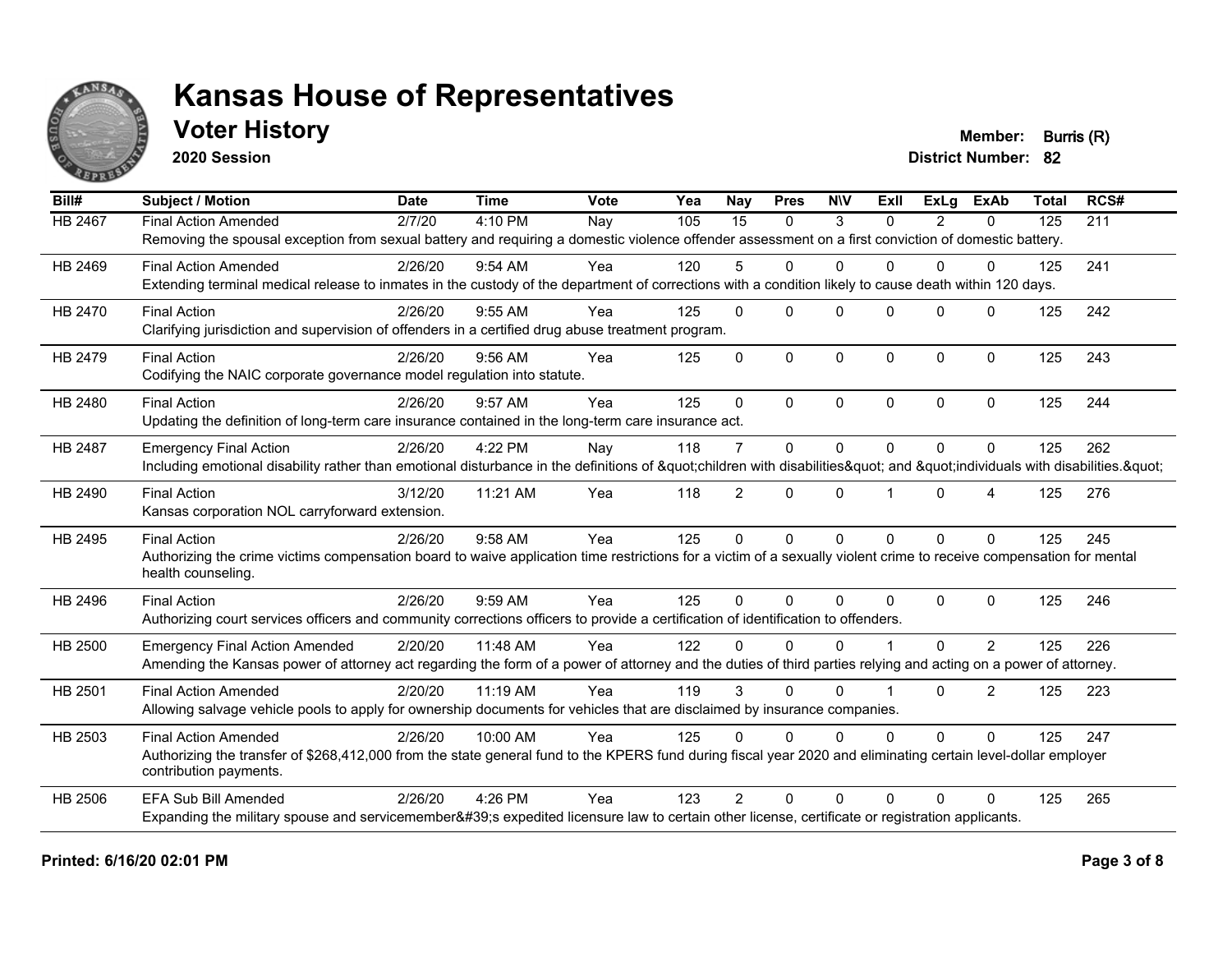# Kansas House of Representatives

## Voter History

**2020 Session**

**Member:** Burris (R)
**District Number:** 82

| Bill# | Subject / Motion | Date | Time | Vote | Yea | Nay | Pres | N\V | ExII | ExLg | ExAb | Total | RCS# |
|---|---|---|---|---|---|---|---|---|---|---|---|---|---|
| HB 2467 | Final Action Amended | 2/7/20 | 4:10 PM | Nay | 105 | 15 | 0 | 3 | 0 | 2 | 0 | 125 | 211 |
| | Removing the spousal exception from sexual battery and requiring a domestic violence offender assessment on a first conviction of domestic battery. | | | | | | | | | | | | |
| HB 2469 | Final Action Amended | 2/26/20 | 9:54 AM | Yea | 120 | 5 | 0 | 0 | 0 | 0 | 0 | 125 | 241 |
| | Extending terminal medical release to inmates in the custody of the department of corrections with a condition likely to cause death within 120 days. | | | | | | | | | | | | |
| HB 2470 | Final Action | 2/26/20 | 9:55 AM | Yea | 125 | 0 | 0 | 0 | 0 | 0 | 0 | 125 | 242 |
| | Clarifying jurisdiction and supervision of offenders in a certified drug abuse treatment program. | | | | | | | | | | | | |
| HB 2479 | Final Action | 2/26/20 | 9:56 AM | Yea | 125 | 0 | 0 | 0 | 0 | 0 | 0 | 125 | 243 |
| | Codifying the NAIC corporate governance model regulation into statute. | | | | | | | | | | | | |
| HB 2480 | Final Action | 2/26/20 | 9:57 AM | Yea | 125 | 0 | 0 | 0 | 0 | 0 | 0 | 125 | 244 |
| | Updating the definition of long-term care insurance contained in the long-term care insurance act. | | | | | | | | | | | | |
| HB 2487 | Emergency Final Action | 2/26/20 | 4:22 PM | Nay | 118 | 7 | 0 | 0 | 0 | 0 | 0 | 125 | 262 |
| | Including emotional disability rather than emotional disturbance in the definitions of &quot;children with disabilities&quot; and &quot;individuals with disabilities.&quot; | | | | | | | | | | | | |
| HB 2490 | Final Action | 3/12/20 | 11:21 AM | Yea | 118 | 2 | 0 | 0 | 1 | 0 | 4 | 125 | 276 |
| | Kansas corporation NOL carryforward extension. | | | | | | | | | | | | |
| HB 2495 | Final Action | 2/26/20 | 9:58 AM | Yea | 125 | 0 | 0 | 0 | 0 | 0 | 0 | 125 | 245 |
| | Authorizing the crime victims compensation board to waive application time restrictions for a victim of a sexually violent crime to receive compensation for mental health counseling. | | | | | | | | | | | | |
| HB 2496 | Final Action | 2/26/20 | 9:59 AM | Yea | 125 | 0 | 0 | 0 | 0 | 0 | 0 | 125 | 246 |
| | Authorizing court services officers and community corrections officers to provide a certification of identification to offenders. | | | | | | | | | | | | |
| HB 2500 | Emergency Final Action Amended | 2/20/20 | 11:48 AM | Yea | 122 | 0 | 0 | 0 | 1 | 0 | 2 | 125 | 226 |
| | Amending the Kansas power of attorney act regarding the form of a power of attorney and the duties of third parties relying and acting on a power of attorney. | | | | | | | | | | | | |
| HB 2501 | Final Action Amended | 2/20/20 | 11:19 AM | Yea | 119 | 3 | 0 | 0 | 1 | 0 | 2 | 125 | 223 |
| | Allowing salvage vehicle pools to apply for ownership documents for vehicles that are disclaimed by insurance companies. | | | | | | | | | | | | |
| HB 2503 | Final Action Amended | 2/26/20 | 10:00 AM | Yea | 125 | 0 | 0 | 0 | 0 | 0 | 0 | 125 | 247 |
| | Authorizing the transfer of $268,412,000 from the state general fund to the KPERS fund during fiscal year 2020 and eliminating certain level-dollar employer contribution payments. | | | | | | | | | | | | |
| HB 2506 | EFA Sub Bill Amended | 2/26/20 | 4:26 PM | Yea | 123 | 2 | 0 | 0 | 0 | 0 | 0 | 125 | 265 |
| | Expanding the military spouse and servicemember&#39;s expedited licensure law to certain other license, certificate or registration applicants. | | | | | | | | | | | | |

**Printed: 6/16/20 02:01 PM**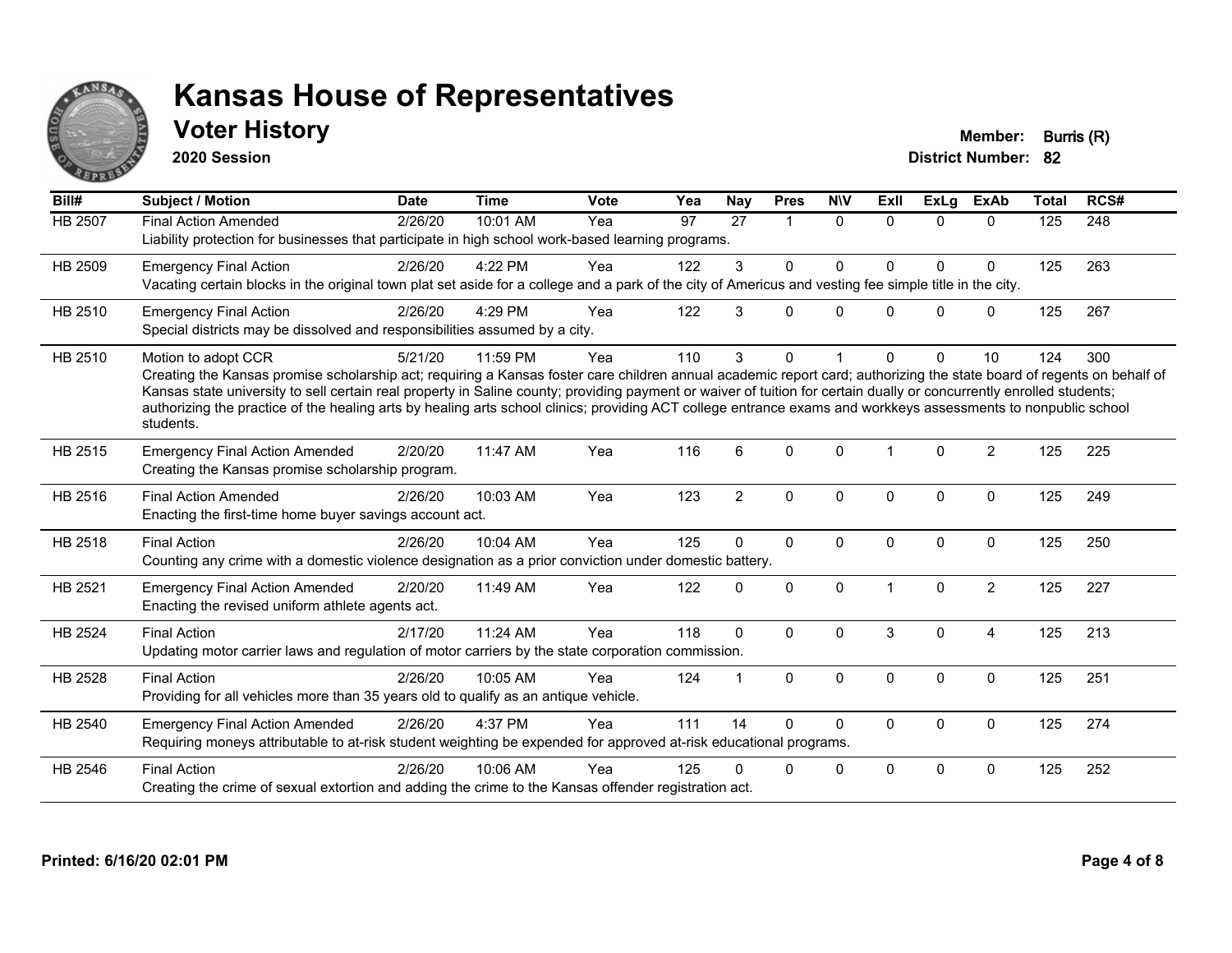# Kansas House of Representatives

## Voter History

**2020 Session**

**Member:** Burris (R)
**District Number:** 82

| Bill# | Subject / Motion | Date | Time | Vote | Yea | Nay | Pres | N\V | ExII | ExLg | ExAb | Total | RCS# |
|---|---|---|---|---|---|---|---|---|---|---|---|---|---|
| HB 2507 | Final Action Amended | 2/26/20 | 10:01 AM | Yea | 97 | 27 | 1 | 0 | 0 | 0 | 0 | 125 | 248 |
| | Liability protection for businesses that participate in high school work-based learning programs. | | | | | | | | | | | | |
| HB 2509 | Emergency Final Action | 2/26/20 | 4:22 PM | Yea | 122 | 3 | 0 | 0 | 0 | 0 | 0 | 125 | 263 |
| | Vacating certain blocks in the original town plat set aside for a college and a park of the city of Americus and vesting fee simple title in the city. | | | | | | | | | | | | |
| HB 2510 | Emergency Final Action | 2/26/20 | 4:29 PM | Yea | 122 | 3 | 0 | 0 | 0 | 0 | 0 | 125 | 267 |
| | Special districts may be dissolved and responsibilities assumed by a city. | | | | | | | | | | | | |
| HB 2510 | Motion to adopt CCR | 5/21/20 | 11:59 PM | Yea | 110 | 3 | 0 | 1 | 0 | 0 | 10 | 124 | 300 |
| | Creating the Kansas promise scholarship act; requiring a Kansas foster care children annual academic report card; authorizing the state board of regents on behalf of Kansas state university to sell certain real property in Saline county; providing payment or waiver of tuition for certain dually or concurrently enrolled students; authorizing the practice of the healing arts by healing arts school clinics; providing ACT college entrance exams and workkeys assessments to nonpublic school students. | | | | | | | | | | | | |
| HB 2515 | Emergency Final Action Amended | 2/20/20 | 11:47 AM | Yea | 116 | 6 | 0 | 0 | 1 | 0 | 2 | 125 | 225 |
| | Creating the Kansas promise scholarship program. | | | | | | | | | | | | |
| HB 2516 | Final Action Amended | 2/26/20 | 10:03 AM | Yea | 123 | 2 | 0 | 0 | 0 | 0 | 0 | 125 | 249 |
| | Enacting the first-time home buyer savings account act. | | | | | | | | | | | | |
| HB 2518 | Final Action | 2/26/20 | 10:04 AM | Yea | 125 | 0 | 0 | 0 | 0 | 0 | 0 | 125 | 250 |
| | Counting any crime with a domestic violence designation as a prior conviction under domestic battery. | | | | | | | | | | | | |
| HB 2521 | Emergency Final Action Amended | 2/20/20 | 11:49 AM | Yea | 122 | 0 | 0 | 0 | 1 | 0 | 2 | 125 | 227 |
| | Enacting the revised uniform athlete agents act. | | | | | | | | | | | | |
| HB 2524 | Final Action | 2/17/20 | 11:24 AM | Yea | 118 | 0 | 0 | 0 | 3 | 0 | 4 | 125 | 213 |
| | Updating motor carrier laws and regulation of motor carriers by the state corporation commission. | | | | | | | | | | | | |
| HB 2528 | Final Action | 2/26/20 | 10:05 AM | Yea | 124 | 1 | 0 | 0 | 0 | 0 | 0 | 125 | 251 |
| | Providing for all vehicles more than 35 years old to qualify as an antique vehicle. | | | | | | | | | | | | |
| HB 2540 | Emergency Final Action Amended | 2/26/20 | 4:37 PM | Yea | 111 | 14 | 0 | 0 | 0 | 0 | 0 | 125 | 274 |
| | Requiring moneys attributable to at-risk student weighting be expended for approved at-risk educational programs. | | | | | | | | | | | | |
| HB 2546 | Final Action | 2/26/20 | 10:06 AM | Yea | 125 | 0 | 0 | 0 | 0 | 0 | 0 | 125 | 252 |
| | Creating the crime of sexual extortion and adding the crime to the Kansas offender registration act. | | | | | | | | | | | | |

**Printed: 6/16/20 02:01 PM**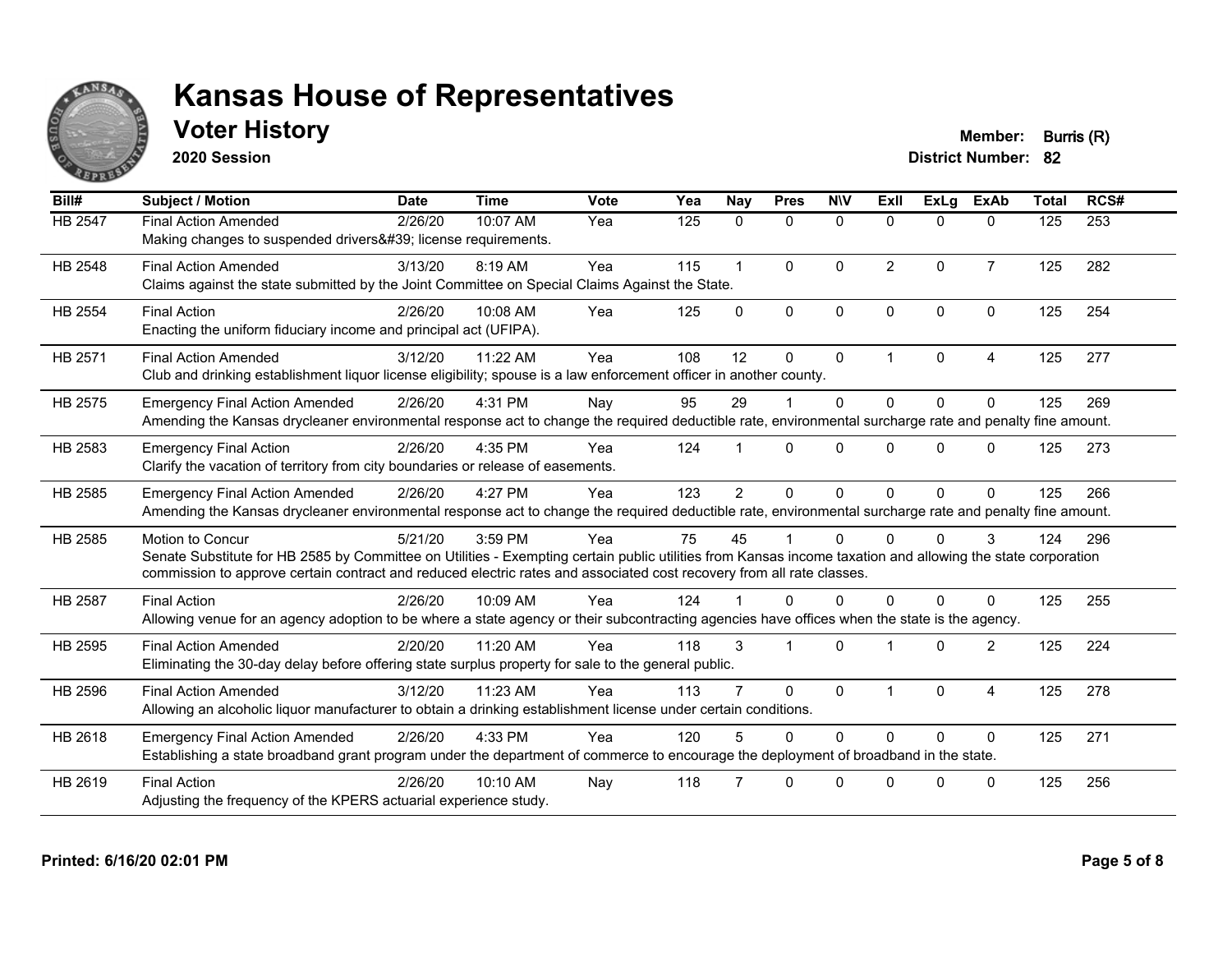# Kansas House of Representatives

## Voter History

**2020 Session**

**Member:** Burris (R)
**District Number:** 82

| Bill# | Subject / Motion | Date | Time | Vote | Yea | Nay | Pres | N\V | ExII | ExLg | ExAb | Total | RCS# |
|---|---|---|---|---|---|---|---|---|---|---|---|---|---|
| HB 2547 | Final Action Amended | 2/26/20 | 10:07 AM | Yea | 125 | 0 | 0 | 0 | 0 | 0 | 0 | 125 | 253 |
| | Making changes to suspended drivers&#39; license requirements. | | | | | | | | | | | | |
| HB 2548 | Final Action Amended | 3/13/20 | 8:19 AM | Yea | 115 | 1 | 0 | 0 | 2 | 0 | 7 | 125 | 282 |
| | Claims against the state submitted by the Joint Committee on Special Claims Against the State. | | | | | | | | | | | | |
| HB 2554 | Final Action | 2/26/20 | 10:08 AM | Yea | 125 | 0 | 0 | 0 | 0 | 0 | 0 | 125 | 254 |
| | Enacting the uniform fiduciary income and principal act (UFIPA). | | | | | | | | | | | | |
| HB 2571 | Final Action Amended | 3/12/20 | 11:22 AM | Yea | 108 | 12 | 0 | 0 | 1 | 0 | 4 | 125 | 277 |
| | Club and drinking establishment liquor license eligibility; spouse is a law enforcement officer in another county. | | | | | | | | | | | | |
| HB 2575 | Emergency Final Action Amended | 2/26/20 | 4:31 PM | Nay | 95 | 29 | 1 | 0 | 0 | 0 | 0 | 125 | 269 |
| | Amending the Kansas drycleaner environmental response act to change the required deductible rate, environmental surcharge rate and penalty fine amount. | | | | | | | | | | | | |
| HB 2583 | Emergency Final Action | 2/26/20 | 4:35 PM | Yea | 124 | 1 | 0 | 0 | 0 | 0 | 0 | 125 | 273 |
| | Clarify the vacation of territory from city boundaries or release of easements. | | | | | | | | | | | | |
| HB 2585 | Emergency Final Action Amended | 2/26/20 | 4:27 PM | Yea | 123 | 2 | 0 | 0 | 0 | 0 | 0 | 125 | 266 |
| | Amending the Kansas drycleaner environmental response act to change the required deductible rate, environmental surcharge rate and penalty fine amount. | | | | | | | | | | | | |
| HB 2585 | Motion to Concur | 5/21/20 | 3:59 PM | Yea | 75 | 45 | 1 | 0 | 0 | 0 | 3 | 124 | 296 |
| | Senate Substitute for HB 2585 by Committee on Utilities - Exempting certain public utilities from Kansas income taxation and allowing the state corporation commission to approve certain contract and reduced electric rates and associated cost recovery from all rate classes. | | | | | | | | | | | | |
| HB 2587 | Final Action | 2/26/20 | 10:09 AM | Yea | 124 | 1 | 0 | 0 | 0 | 0 | 0 | 125 | 255 |
| | Allowing venue for an agency adoption to be where a state agency or their subcontracting agencies have offices when the state is the agency. | | | | | | | | | | | | |
| HB 2595 | Final Action Amended | 2/20/20 | 11:20 AM | Yea | 118 | 3 | 1 | 0 | 1 | 0 | 2 | 125 | 224 |
| | Eliminating the 30-day delay before offering state surplus property for sale to the general public. | | | | | | | | | | | | |
| HB 2596 | Final Action Amended | 3/12/20 | 11:23 AM | Yea | 113 | 7 | 0 | 0 | 1 | 0 | 4 | 125 | 278 |
| | Allowing an alcoholic liquor manufacturer to obtain a drinking establishment license under certain conditions. | | | | | | | | | | | | |
| HB 2618 | Emergency Final Action Amended | 2/26/20 | 4:33 PM | Yea | 120 | 5 | 0 | 0 | 0 | 0 | 0 | 125 | 271 |
| | Establishing a state broadband grant program under the department of commerce to encourage the deployment of broadband in the state. | | | | | | | | | | | | |
| HB 2619 | Final Action | 2/26/20 | 10:10 AM | Nay | 118 | 7 | 0 | 0 | 0 | 0 | 0 | 125 | 256 |
| | Adjusting the frequency of the KPERS actuarial experience study. | | | | | | | | | | | | |

**Printed: 6/16/20 02:01 PM**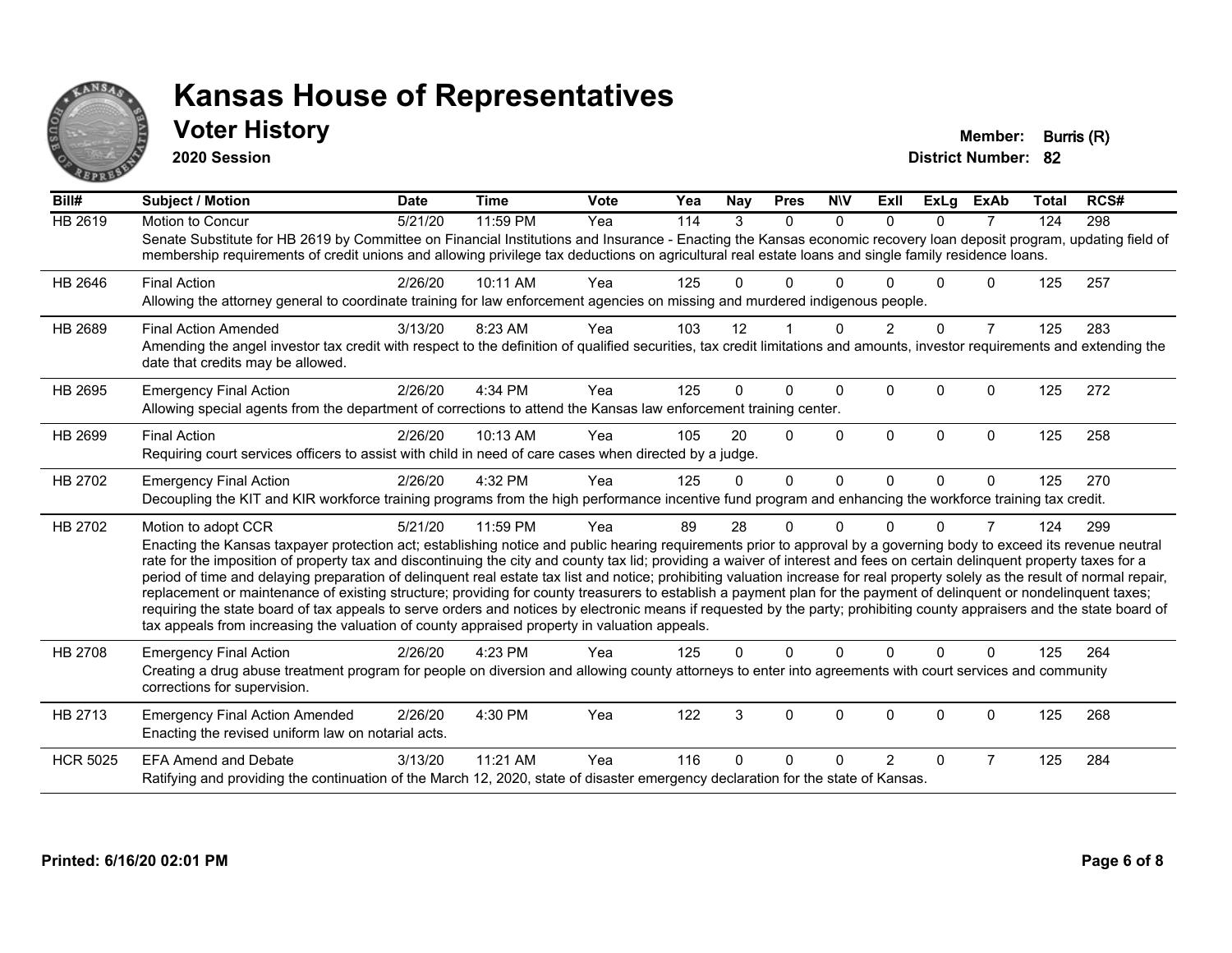# Kansas House of Representatives

## Voter History

**2020 Session**

**Member:** Burris (R)

**District Number:** 82

| Bill# | Subject / Motion | Date | Time | Vote | Yea | Nay | Pres | N\V | ExII | ExLg | ExAb | Total | RCS# |
|---|---|---|---|---|---|---|---|---|---|---|---|---|---|
| HB 2619 | Motion to Concur | 5/21/20 | 11:59 PM | Yea | 114 | 3 | 0 | 0 | 0 | 0 | 7 | 124 | 298 |
| | Senate Substitute for HB 2619 by Committee on Financial Institutions and Insurance - Enacting the Kansas economic recovery loan deposit program, updating field of membership requirements of credit unions and allowing privilege tax deductions on agricultural real estate loans and single family residence loans. | | | | | | | | | | | | |
| HB 2646 | Final Action | 2/26/20 | 10:11 AM | Yea | 125 | 0 | 0 | 0 | 0 | 0 | 0 | 125 | 257 |
| | Allowing the attorney general to coordinate training for law enforcement agencies on missing and murdered indigenous people. | | | | | | | | | | | | |
| HB 2689 | Final Action Amended | 3/13/20 | 8:23 AM | Yea | 103 | 12 | 1 | 0 | 2 | 0 | 7 | 125 | 283 |
| | Amending the angel investor tax credit with respect to the definition of qualified securities, tax credit limitations and amounts, investor requirements and extending the date that credits may be allowed. | | | | | | | | | | | | |
| HB 2695 | Emergency Final Action | 2/26/20 | 4:34 PM | Yea | 125 | 0 | 0 | 0 | 0 | 0 | 0 | 125 | 272 |
| | Allowing special agents from the department of corrections to attend the Kansas law enforcement training center. | | | | | | | | | | | | |
| HB 2699 | Final Action | 2/26/20 | 10:13 AM | Yea | 105 | 20 | 0 | 0 | 0 | 0 | 0 | 125 | 258 |
| | Requiring court services officers to assist with child in need of care cases when directed by a judge. | | | | | | | | | | | | |
| HB 2702 | Emergency Final Action | 2/26/20 | 4:32 PM | Yea | 125 | 0 | 0 | 0 | 0 | 0 | 0 | 125 | 270 |
| | Decoupling the KIT and KIR workforce training programs from the high performance incentive fund program and enhancing the workforce training tax credit. | | | | | | | | | | | | |
| HB 2702 | Motion to adopt CCR | 5/21/20 | 11:59 PM | Yea | 89 | 28 | 0 | 0 | 0 | 0 | 7 | 124 | 299 |
| | Enacting the Kansas taxpayer protection act; establishing notice and public hearing requirements prior to approval by a governing body to exceed its revenue neutral rate for the imposition of property tax and discontinuing the city and county tax lid; providing a waiver of interest and fees on certain delinquent property taxes for a period of time and delaying preparation of delinquent real estate tax list and notice; prohibiting valuation increase for real property solely as the result of normal repair, replacement or maintenance of existing structure; providing for county treasurers to establish a payment plan for the payment of delinquent or nondelinquent taxes; requiring the state board of tax appeals to serve orders and notices by electronic means if requested by the party; prohibiting county appraisers and the state board of tax appeals from increasing the valuation of county appraised property in valuation appeals. | | | | | | | | | | | | |
| HB 2708 | Emergency Final Action | 2/26/20 | 4:23 PM | Yea | 125 | 0 | 0 | 0 | 0 | 0 | 0 | 125 | 264 |
| | Creating a drug abuse treatment program for people on diversion and allowing county attorneys to enter into agreements with court services and community corrections for supervision. | | | | | | | | | | | | |
| HB 2713 | Emergency Final Action Amended | 2/26/20 | 4:30 PM | Yea | 122 | 3 | 0 | 0 | 0 | 0 | 0 | 125 | 268 |
| | Enacting the revised uniform law on notarial acts. | | | | | | | | | | | | |
| HCR 5025 | EFA Amend and Debate | 3/13/20 | 11:21 AM | Yea | 116 | 0 | 0 | 0 | 2 | 0 | 7 | 125 | 284 |
| | Ratifying and providing the continuation of the March 12, 2020, state of disaster emergency declaration for the state of Kansas. | | | | | | | | | | | | |

**Printed: 6/16/20 02:01 PM**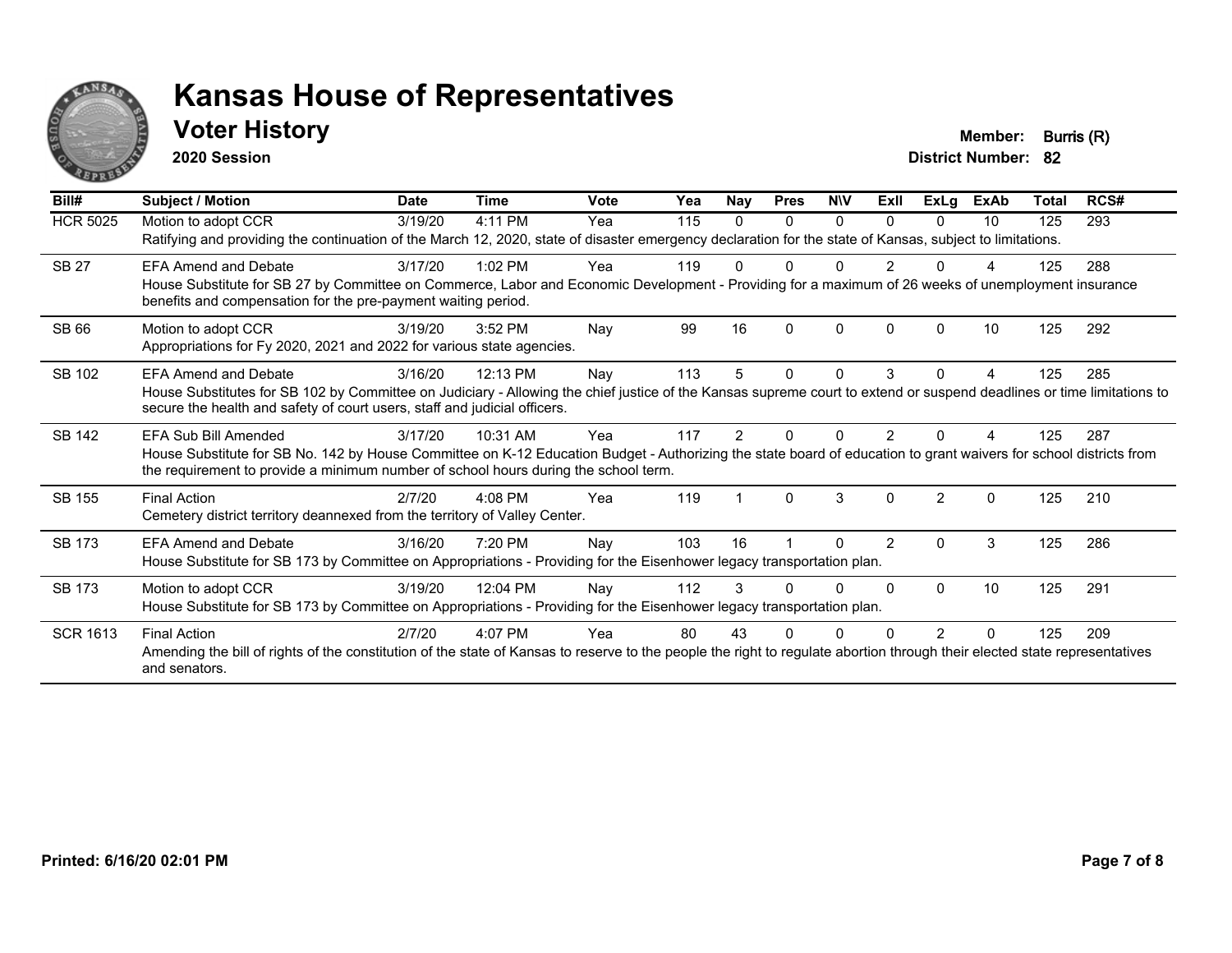# Kansas House of Representatives

## Voter History

**2020 Session**

**Member:** Burris (R)
**District Number:** 82

| Bill# | Subject / Motion | Date | Time | Vote | Yea | Nay | Pres | N\V | ExII | ExLg | ExAb | Total | RCS# |
|---|---|---|---|---|---|---|---|---|---|---|---|---|---|
| HCR 5025 | Motion to adopt CCR | 3/19/20 | 4:11 PM | Yea | 115 | 0 | 0 | 0 | 0 | 0 | 10 | 125 | 293 |
| | Ratifying and providing the continuation of the March 12, 2020, state of disaster emergency declaration for the state of Kansas, subject to limitations. | | | | | | | | | | | | |
| SB 27 | EFA Amend and Debate | 3/17/20 | 1:02 PM | Yea | 119 | 0 | 0 | 0 | 2 | 0 | 4 | 125 | 288 |
| | House Substitute for SB 27 by Committee on Commerce, Labor and Economic Development - Providing for a maximum of 26 weeks of unemployment insurance benefits and compensation for the pre-payment waiting period. | | | | | | | | | | | | |
| SB 66 | Motion to adopt CCR | 3/19/20 | 3:52 PM | Nay | 99 | 16 | 0 | 0 | 0 | 0 | 10 | 125 | 292 |
| | Appropriations for Fy 2020, 2021 and 2022 for various state agencies. | | | | | | | | | | | | |
| SB 102 | EFA Amend and Debate | 3/16/20 | 12:13 PM | Nay | 113 | 5 | 0 | 0 | 3 | 0 | 4 | 125 | 285 |
| | House Substitutes for SB 102 by Committee on Judiciary - Allowing the chief justice of the Kansas supreme court to extend or suspend deadlines or time limitations to secure the health and safety of court users, staff and judicial officers. | | | | | | | | | | | | |
| SB 142 | EFA Sub Bill Amended | 3/17/20 | 10:31 AM | Yea | 117 | 2 | 0 | 0 | 2 | 0 | 4 | 125 | 287 |
| | House Substitute for SB No. 142 by House Committee on K-12 Education Budget - Authorizing the state board of education to grant waivers for school districts from the requirement to provide a minimum number of school hours during the school term. | | | | | | | | | | | | |
| SB 155 | Final Action | 2/7/20 | 4:08 PM | Yea | 119 | 1 | 0 | 3 | 0 | 2 | 0 | 125 | 210 |
| | Cemetery district territory deannexed from the territory of Valley Center. | | | | | | | | | | | | |
| SB 173 | EFA Amend and Debate | 3/16/20 | 7:20 PM | Nay | 103 | 16 | 1 | 0 | 2 | 0 | 3 | 125 | 286 |
| | House Substitute for SB 173 by Committee on Appropriations - Providing for the Eisenhower legacy transportation plan. | | | | | | | | | | | | |
| SB 173 | Motion to adopt CCR | 3/19/20 | 12:04 PM | Nay | 112 | 3 | 0 | 0 | 0 | 0 | 10 | 125 | 291 |
| | House Substitute for SB 173 by Committee on Appropriations - Providing for the Eisenhower legacy transportation plan. | | | | | | | | | | | | |
| SCR 1613 | Final Action | 2/7/20 | 4:07 PM | Yea | 80 | 43 | 0 | 0 | 0 | 2 | 0 | 125 | 209 |
| | Amending the bill of rights of the constitution of the state of Kansas to reserve to the people the right to regulate abortion through their elected state representatives and senators. | | | | | | | | | | | | |

**Printed: 6/16/20 02:01 PM**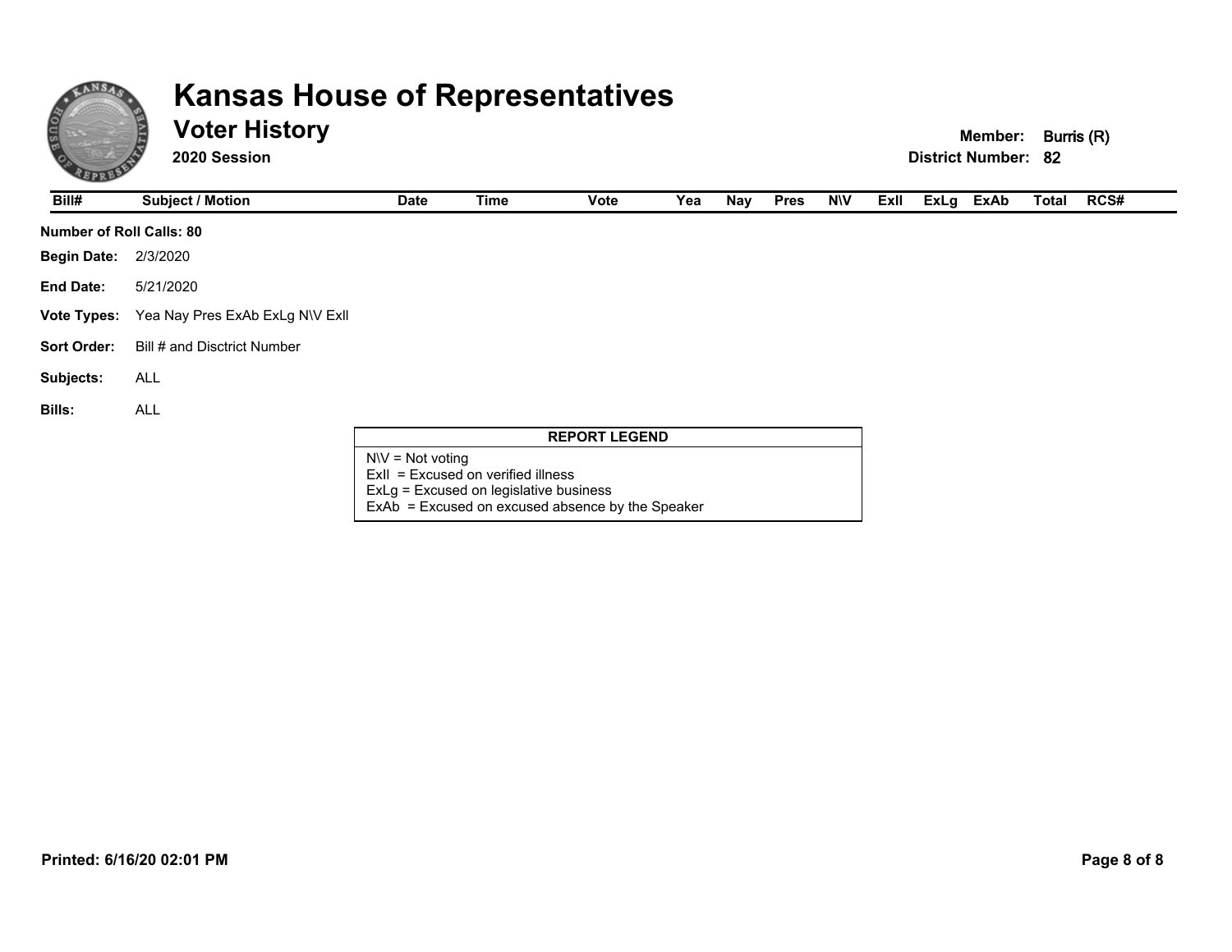# Kansas House of Representatives

## Voter History

**2020 Session**

**Member:** Burris (R)
**District Number:** 82

| Bill# | Subject / Motion | Date | Time | Vote | Yea | Nay | Pres | N\V | ExII | ExLg | ExAb | Total | RCS# |
|---|---|---|---|---|---|---|---|---|---|---|---|---|---|

**Number of Roll Calls: 80**

**Begin Date:** 2/3/2020

**End Date:** 5/21/2020

**Vote Types:** Yea Nay Pres ExAb ExLg N\V ExII

**Sort Order:** Bill # and Disctrict Number

**Subjects:** ALL

**Bills:** ALL

| REPORT LEGEND |
|---|
| N\V = Not voting |
| ExII = Excused on verified illness |
| ExLg = Excused on legislative business |
| ExAb = Excused on excused absence by the Speaker |

Printed: 6/16/20 02:01 PM